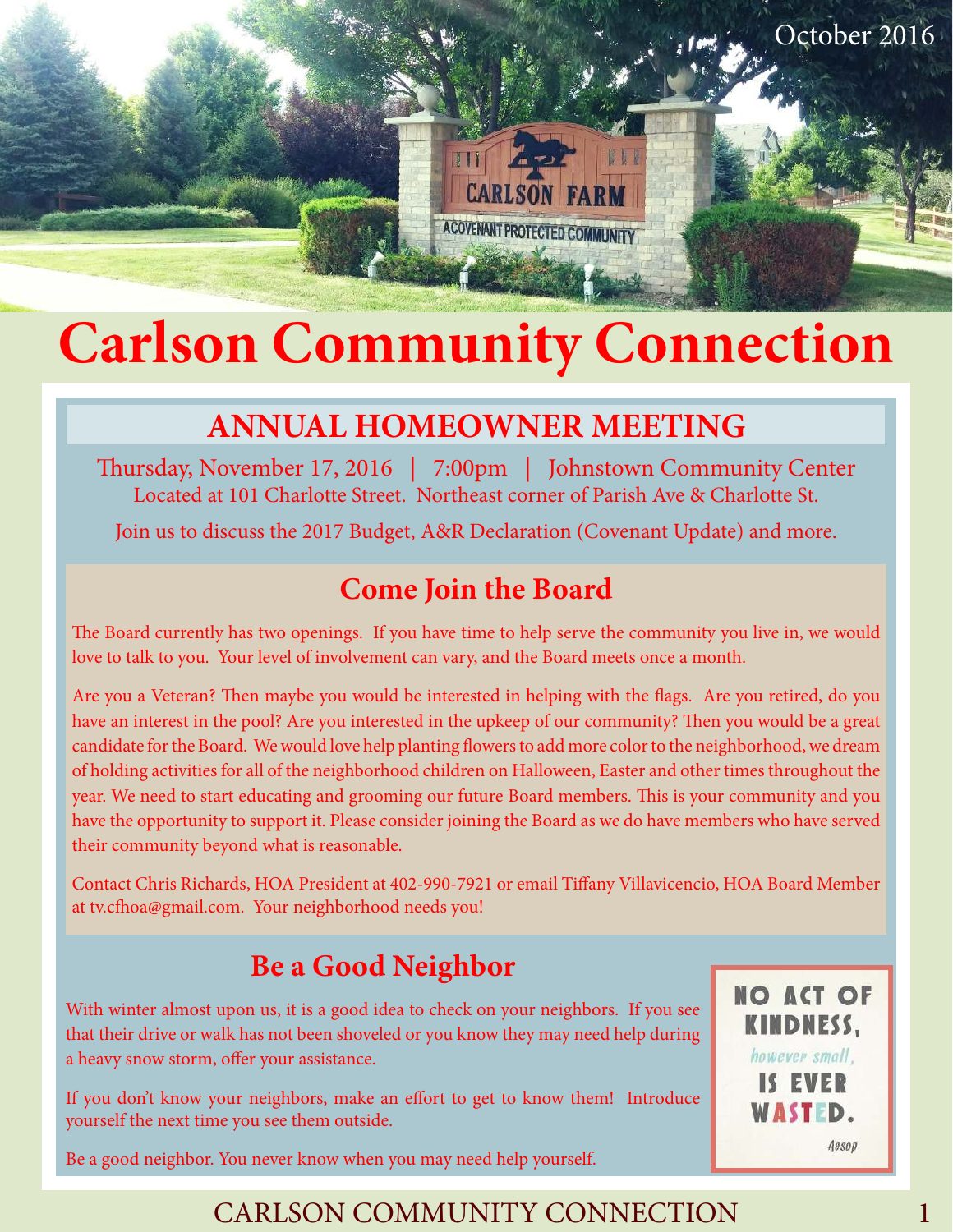October 2016

# Carlson Community Connection

## ANNUAL HOMEOWNER MEETING

Thursday, November 17, 2016 | 7:00pm | Johnstown Community Center
Located at 101 Charlotte Street. Northeast corner of Parish Ave & Charlotte St.

Join us to discuss the 2017 Budget, A&R Declaration (Covenant Update) and more.

## Come Join the Board

The Board currently has two openings. If you have time to help serve the community you live in, we would love to talk to you. Your level of involvement can vary, and the Board meets once a month.

Are you a Veteran? Then maybe you would be interested in helping with the flags. Are you retired, do you have an interest in the pool? Are you interested in the upkeep of our community? Then you would be a great candidate for the Board. We would love help planting flowers to add more color to the neighborhood, we dream of holding activities for all of the neighborhood children on Halloween, Easter and other times throughout the year. We need to start educating and grooming our future Board members. This is your community and you have the opportunity to support it. Please consider joining the Board as we do have members who have served their community beyond what is reasonable.

Contact Chris Richards, HOA President at 402-990-7921 or email Tiffany Villavicencio, HOA Board Member at tv.cfhoa@gmail.com. Your neighborhood needs you!

## Be a Good Neighbor

With winter almost upon us, it is a good idea to check on your neighbors. If you see that their drive or walk has not been shoveled or you know they may need help during a heavy snow storm, offer your assistance.

If you don't know your neighbors, make an effort to get to know them! Introduce yourself the next time you see them outside.

Be a good neighbor. You never know when you may need help yourself.

NO ACT OF KINDNESS, *however small*, IS EVER WASTED.

*Aesop*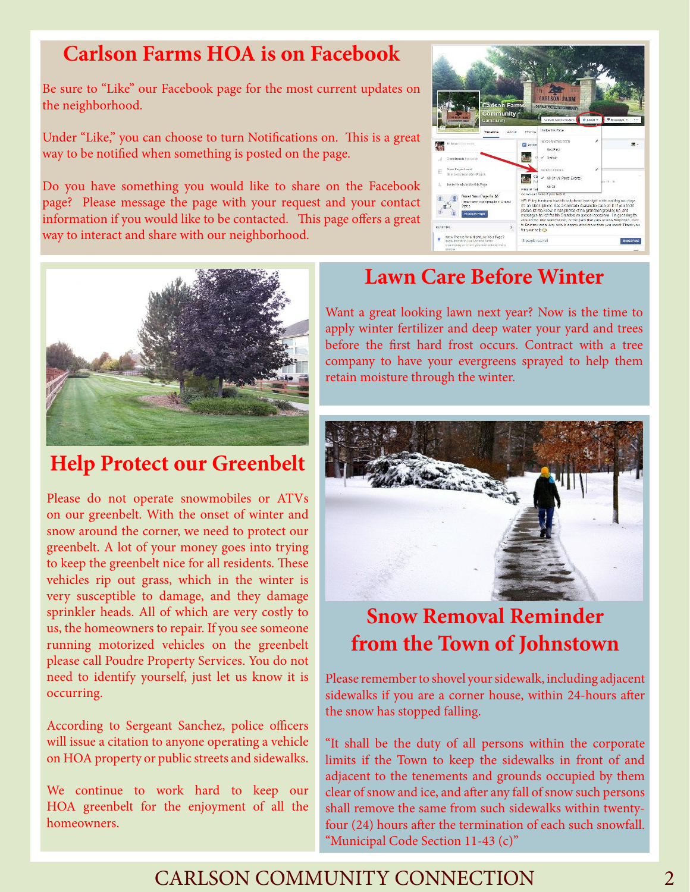## Carlson Farms HOA is on Facebook

Be sure to "Like" our Facebook page for the most current updates on the neighborhood.

Under "Like," you can choose to turn Notifications on. This is a great way to be notified when something is posted on the page.

Do you have something you would like to share on the Facebook page? Please message the page with your request and your contact information if you would like to be contacted. This page offers a great way to interact and share with our neighborhood.

## Help Protect our Greenbelt

Please do not operate snowmobiles or ATVs on our greenbelt. With the onset of winter and snow around the corner, we need to protect our greenbelt. A lot of your money goes into trying to keep the greenbelt nice for all residents. These vehicles rip out grass, which in the winter is very susceptible to damage, and they damage sprinkler heads. All of which are very costly to us, the homeowners to repair. If you see someone running motorized vehicles on the greenbelt please call Poudre Property Services. You do not need to identify yourself, just let us know it is occurring.

According to Sergeant Sanchez, police officers will issue a citation to anyone operating a vehicle on HOA property or public streets and sidewalks.

We continue to work hard to keep our HOA greenbelt for the enjoyment of all the homeowners.

## Lawn Care Before Winter

Want a great looking lawn next year? Now is the time to apply winter fertilizer and deep water your yard and trees before the first hard frost occurs. Contract with a tree company to have your evergreens sprayed to help them retain moisture through the winter.

## Snow Removal Reminder from the Town of Johnstown

Please remember to shovel your sidewalk, including adjacent sidewalks if you are a corner house, within 24-hours after the snow has stopped falling.

"It shall be the duty of all persons within the corporate limits if the Town to keep the sidewalks in front of and adjacent to the tenements and grounds occupied by them clear of snow and ice, and after any fall of snow such persons shall remove the same from such sidewalks within twenty-four (24) hours after the termination of each such snowfall. "Municipal Code Section 11-43 (c)"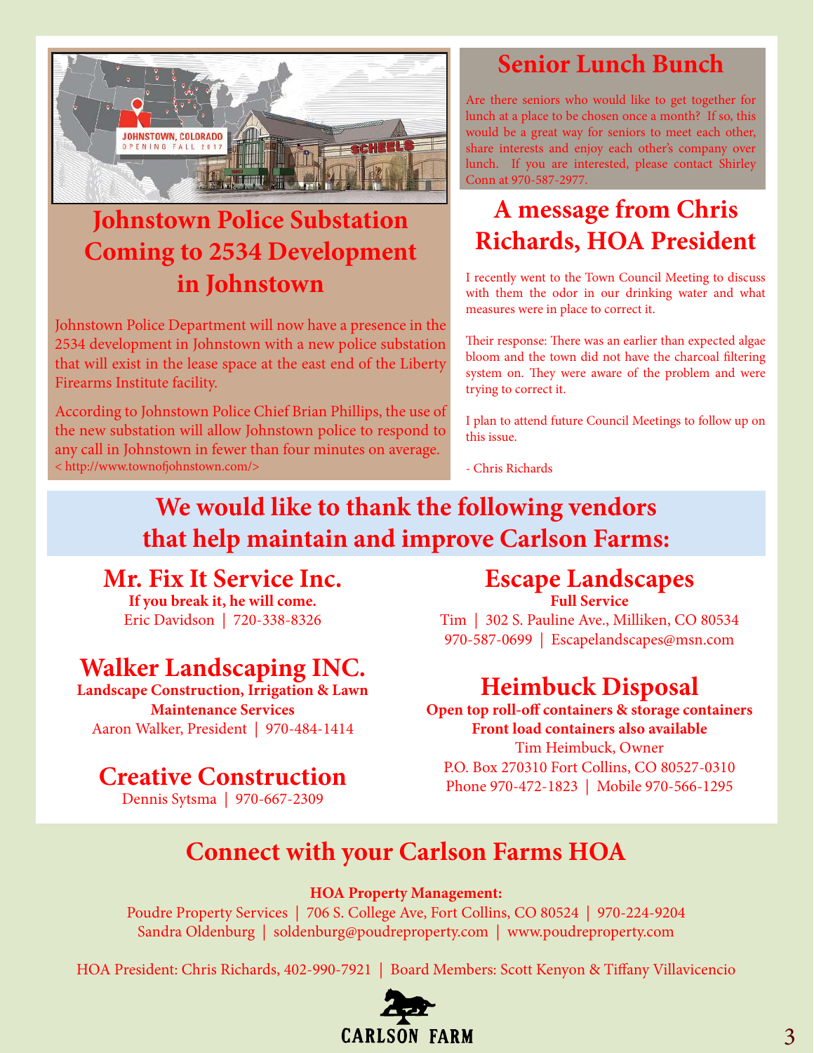## Johnstown Police Substation Coming to 2534 Development in Johnstown

Johnstown Police Department will now have a presence in the 2534 development in Johnstown with a new police substation that will exist in the lease space at the east end of the Liberty Firearms Institute facility.

According to Johnstown Police Chief Brian Phillips, the use of the new substation will allow Johnstown police to respond to any call in Johnstown in fewer than four minutes on average.
< http://www.townofjohnstown.com/>

## Senior Lunch Bunch

Are there seniors who would like to get together for lunch at a place to be chosen once a month? If so, this would be a great way for seniors to meet each other, share interests and enjoy each other's company over lunch. If you are interested, please contact Shirley Conn at 970-587-2977.

## A message from Chris Richards, HOA President

I recently went to the Town Council Meeting to discuss with them the odor in our drinking water and what measures were in place to correct it.

Their response: There was an earlier than expected algae bloom and the town did not have the charcoal filtering system on. They were aware of the problem and were trying to correct it.

I plan to attend future Council Meetings to follow up on this issue.

- Chris Richards

## We would like to thank the following vendors that help maintain and improve Carlson Farms:

### Mr. Fix It Service Inc.
**If you break it, he will come.**
Eric Davidson | 720-338-8326

### Walker Landscaping INC.
**Landscape Construction, Irrigation & Lawn Maintenance Services**
Aaron Walker, President | 970-484-1414

### Creative Construction
Dennis Sytsma | 970-667-2309

### Escape Landscapes
**Full Service**
Tim | 302 S. Pauline Ave., Milliken, CO 80534
970-587-0699 | Escapelandscapes@msn.com

### Heimbuck Disposal
**Open top roll-off containers & storage containers**
**Front load containers also available**
Tim Heimbuck, Owner
P.O. Box 270310 Fort Collins, CO 80527-0310
Phone 970-472-1823 | Mobile 970-566-1295

## Connect with your Carlson Farms HOA

**HOA Property Management:**
Poudre Property Services | 706 S. College Ave, Fort Collins, CO 80524 | 970-224-9204
Sandra Oldenburg | soldenburg@poudreproperty.com | www.poudreproperty.com

HOA President: Chris Richards, 402-990-7921 | Board Members: Scott Kenyon & Tiffany Villavicencio

CARLSON FARM